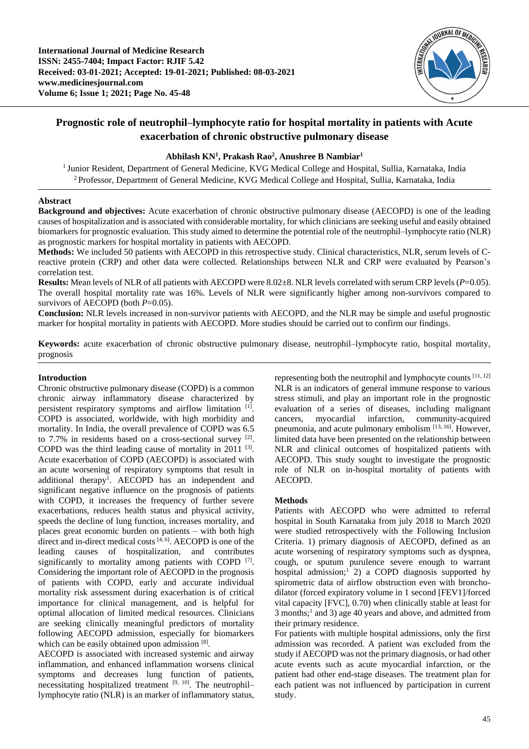International Journal of Medicine Research
ISSN: 2455-7404; Impact Factor: RJIF 5.42
Received: 03-01-2021; Accepted: 19-01-2021; Published: 08-03-2021
www.medicinesjournal.com
Volume 6; Issue 1; 2021; Page No. 45-48

# Prognostic role of neutrophil–lymphocyte ratio for hospital mortality in patients with Acute exacerbation of chronic obstructive pulmonary disease

**Abhilash KN[1], Prakash Rao[2], Anushree B Nambiar[1]**

[1] Junior Resident, Department of General Medicine, KVG Medical College and Hospital, Sullia, Karnataka, India
[2] Professor, Department of General Medicine, KVG Medical College and Hospital, Sullia, Karnataka, India

## Abstract

**Background and objectives:** Acute exacerbation of chronic obstructive pulmonary disease (AECOPD) is one of the leading causes of hospitalization and is associated with considerable mortality, for which clinicians are seeking useful and easily obtained biomarkers for prognostic evaluation. This study aimed to determine the potential role of the neutrophil–lymphocyte ratio (NLR) as prognostic markers for hospital mortality in patients with AECOPD.

**Methods:** We included 50 patients with AECOPD in this retrospective study. Clinical characteristics, NLR, serum levels of C-reactive protein (CRP) and other data were collected. Relationships between NLR and CRP were evaluated by Pearson's correlation test.

**Results:** Mean levels of NLR of all patients with AECOPD were 8.02±8. NLR levels correlated with serum CRP levels (*P*=0.05). The overall hospital mortality rate was 16%. Levels of NLR were significantly higher among non-survivors compared to survivors of AECOPD (both *P*=0.05).

**Conclusion:** NLR levels increased in non-survivor patients with AECOPD, and the NLR may be simple and useful prognostic marker for hospital mortality in patients with AECOPD. More studies should be carried out to confirm our findings.

**Keywords:** acute exacerbation of chronic obstructive pulmonary disease, neutrophil–lymphocyte ratio, hospital mortality, prognosis

## Introduction

Chronic obstructive pulmonary disease (COPD) is a common chronic airway inflammatory disease characterized by persistent respiratory symptoms and airflow limitation [1]. COPD is associated, worldwide, with high morbidity and mortality. In India, the overall prevalence of COPD was 6.5 to 7.7% in residents based on a cross-sectional survey [2]. COPD was the third leading cause of mortality in 2011 [3]. Acute exacerbation of COPD (AECOPD) is associated with an acute worsening of respiratory symptoms that result in additional therapy[1]. AECOPD has an independent and significant negative influence on the prognosis of patients with COPD, it increases the frequency of further severe exacerbations, reduces health status and physical activity, speeds the decline of lung function, increases mortality, and places great economic burden on patients – with both high direct and in-direct medical costs [4, 6]. AECOPD is one of the leading causes of hospitalization, and contributes significantly to mortality among patients with COPD [7]. Considering the important role of AECOPD in the prognosis of patients with COPD, early and accurate individual mortality risk assessment during exacerbation is of critical importance for clinical management, and is helpful for optimal allocation of limited medical resources. Clinicians are seeking clinically meaningful predictors of mortality following AECOPD admission, especially for biomarkers which can be easily obtained upon admission [8].

AECOPD is associated with increased systemic and airway inflammation, and enhanced inflammation worsens clinical symptoms and decreases lung function of patients, necessitating hospitalized treatment [9, 10]. The neutrophil–lymphocyte ratio (NLR) is an marker of inflammatory status, representing both the neutrophil and lymphocyte counts [11, 12] NLR is an indicators of general immune response to various stress stimuli, and play an important role in the prognostic evaluation of a series of diseases, including malignant cancers, myocardial infarction, community-acquired pneumonia, and acute pulmonary embolism [13, 16]. However, limited data have been presented on the relationship between NLR and clinical outcomes of hospitalized patients with AECOPD. This study sought to investigate the prognostic role of NLR on in-hospital mortality of patients with AECOPD.

## Methods

Patients with AECOPD who were admitted to referral hospital in South Karnataka from july 2018 to March 2020 were studied retrospectively with the Following Inclusion Criteria. 1) primary diagnosis of AECOPD, defined as an acute worsening of respiratory symptoms such as dyspnea, cough, or sputum purulence severe enough to warrant hospital admission;[1] 2) a COPD diagnosis supported by spirometric data of airflow obstruction even with broncho-dilator (forced expiratory volume in 1 second [FEV1]/forced vital capacity [FVC], 0.70) when clinically stable at least for 3 months;[1] and 3) age 40 years and above, and admitted from their primary residence.

For patients with multiple hospital admissions, only the first admission was recorded. A patient was excluded from the study if AECOPD was not the primary diagnosis, or had other acute events such as acute myocardial infarction, or the patient had other end-stage diseases. The treatment plan for each patient was not influenced by participation in current study.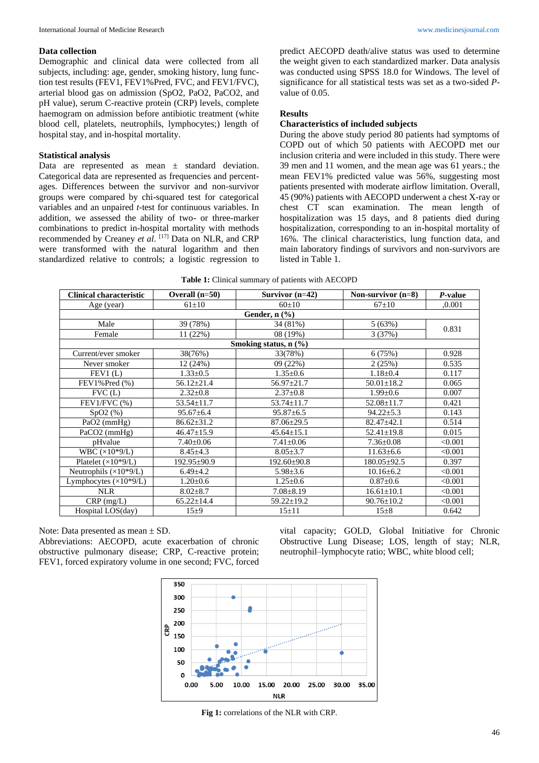### Data collection

Demographic and clinical data were collected from all subjects, including: age, gender, smoking history, lung function test results (FEV1, FEV1%Pred, FVC, and FEV1/FVC), arterial blood gas on admission (SpO2, PaO2, PaCO2, and pH value), serum C-reactive protein (CRP) levels, complete haemogram on admission before antibiotic treatment (white blood cell, platelets, neutrophils, lymphocytes;) length of hospital stay, and in-hospital mortality.

### Statistical analysis

Data are represented as mean ± standard deviation. Categorical data are represented as frequencies and percentages. Differences between the survivor and non-survivor groups were compared by chi-squared test for categorical variables and an unpaired *t*-test for continuous variables. In addition, we assessed the ability of two- or three-marker combinations to predict in-hospital mortality with methods recommended by Creaney *et al*. [17] Data on NLR, and CRP were transformed with the natural logarithm and then standardized relative to controls; a logistic regression to predict AECOPD death/alive status was used to determine the weight given to each standardized marker. Data analysis was conducted using SPSS 18.0 for Windows. The level of significance for all statistical tests was set as a two-sided *P*-value of 0.05.

## Results

### Characteristics of included subjects

During the above study period 80 patients had symptoms of COPD out of which 50 patients with AECOPD met our inclusion criteria and were included in this study. There were 39 men and 11 women, and the mean age was 61 years.; the mean FEV1% predicted value was 56%, suggesting most patients presented with moderate airflow limitation. Overall, 45 (90%) patients with AECOPD underwent a chest X-ray or chest CT scan examination. The mean length of hospitalization was 15 days, and 8 patients died during hospitalization, corresponding to an in-hospital mortality of 16%. The clinical characteristics, lung function data, and main laboratory findings of survivors and non-survivors are listed in Table 1.

**Table 1:** Clinical summary of patients with AECOPD

| Clinical characteristic | Overall (n=50) | Survivor (n=42) | Non-survivor (n=8) | *P*-value |
|---|---|---|---|---|
| Age (year) | 61±10 | 60±10 | 67±10 | ,0.001 |
| **Gender, n (%)** | | | | |
| Male | 39 (78%) | 34 (81%) | 5 (63%) | 0.831 |
| Female | 11 (22%) | 08 (19%) | 3 (37%) | |
| **Smoking status, n (%)** | | | | |
| Current/ever smoker | 38(76%) | 33(78%) | 6 (75%) | 0.928 |
| Never smoker | 12 (24%) | 09 (22%) | 2 (25%) | 0.535 |
| FEV1 (L) | 1.33±0.5 | 1.35±0.6 | 1.18±0.4 | 0.117 |
| FEV1%Pred (%) | 56.12±21.4 | 56.97±21.7 | 50.01±18.2 | 0.065 |
| FVC (L) | 2.32±0.8 | 2.37±0.8 | 1.99±0.6 | 0.007 |
| FEV1/FVC (%) | 53.54±11.7 | 53.74±11.7 | 52.08±11.7 | 0.421 |
| SpO2 (%) | 95.67±6.4 | 95.87±6.5 | 94.22±5.3 | 0.143 |
| PaO2 (mmHg) | 86.62±31.2 | 87.06±29.5 | 82.47±42.1 | 0.514 |
| PaCO2 (mmHg) | 46.47±15.9 | 45.64±15.1 | 52.41±19.8 | 0.015 |
| pHvalue | 7.40±0.06 | 7.41±0.06 | 7.36±0.08 | <0.001 |
| WBC (×10*9/L) | 8.45±4.3 | 8.05±3.7 | 11.63±6.6 | <0.001 |
| Platelet (×10*9/L) | 192.95±90.9 | 192.60±90.8 | 180.05±92.5 | 0.397 |
| Neutrophils (×10*9/L) | 6.49±4.2 | 5.98±3.6 | 10.16±6.2 | <0.001 |
| Lymphocytes (×10*9/L) | 1.20±0.6 | 1.25±0.6 | 0.87±0.6 | <0.001 |
| NLR | 8.02±8.7 | 7.08±8.19 | 16.61±10.1 | <0.001 |
| CRP (mg/L) | 65.22±14.4 | 59.22±19.2 | 90.76±10.2 | <0.001 |
| Hospital LOS(day) | 15±9 | 15±11 | 15±8 | 0.642 |

Note: Data presented as mean ± SD.

Abbreviations: AECOPD, acute exacerbation of chronic obstructive pulmonary disease; CRP, C-reactive protein; FEV1, forced expiratory volume in one second; FVC, forced vital capacity; GOLD, Global Initiative for Chronic Obstructive Lung Disease; LOS, length of stay; NLR, neutrophil–lymphocyte ratio; WBC, white blood cell;

**Fig 1:** correlations of the NLR with CRP.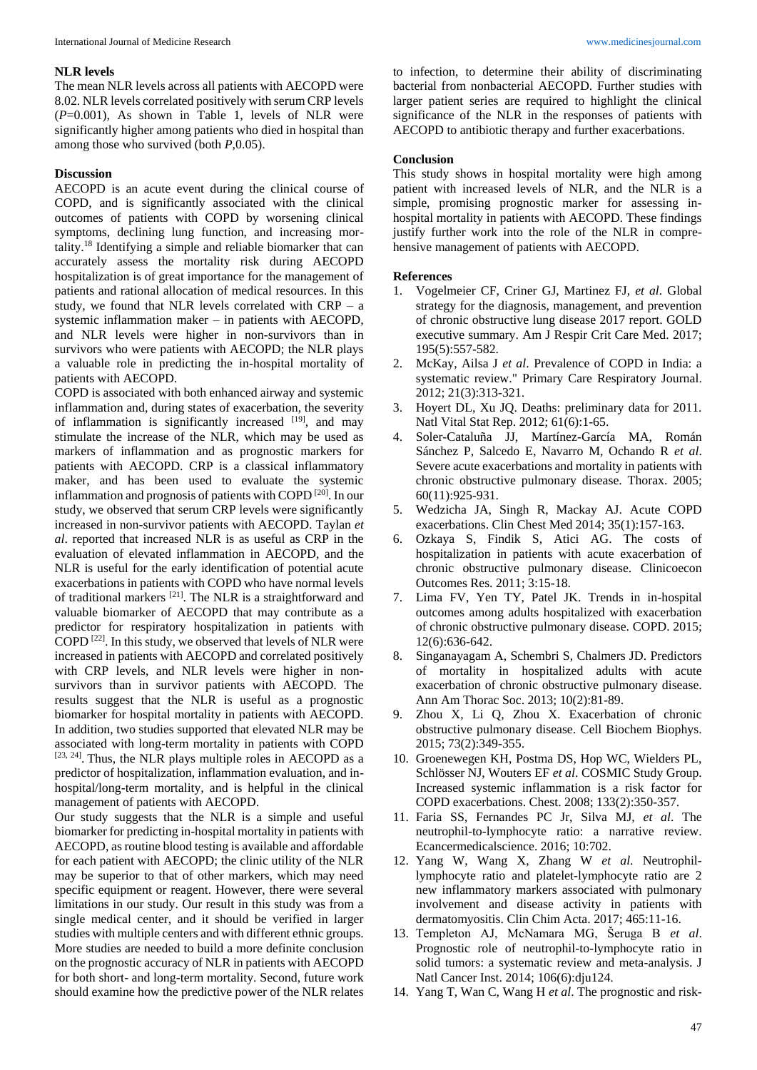### NLR levels

The mean NLR levels across all patients with AECOPD were 8.02. NLR levels correlated positively with serum CRP levels ($P$=0.001), As shown in Table 1, levels of NLR were significantly higher among patients who died in hospital than among those who survived (both $P$,0.05).

### Discussion

AECOPD is an acute event during the clinical course of COPD, and is significantly associated with the clinical outcomes of patients with COPD by worsening clinical symptoms, declining lung function, and increasing mortality.[18] Identifying a simple and reliable biomarker that can accurately assess the mortality risk during AECOPD hospitalization is of great importance for the management of patients and rational allocation of medical resources. In this study, we found that NLR levels correlated with CRP – a systemic inflammation maker – in patients with AECOPD, and NLR levels were higher in non-survivors than in survivors who were patients with AECOPD; the NLR plays a valuable role in predicting the in-hospital mortality of patients with AECOPD.

COPD is associated with both enhanced airway and systemic inflammation and, during states of exacerbation, the severity of inflammation is significantly increased [19], and may stimulate the increase of the NLR, which may be used as markers of inflammation and as prognostic markers for patients with AECOPD. CRP is a classical inflammatory maker, and has been used to evaluate the systemic inflammation and prognosis of patients with COPD [20]. In our study, we observed that serum CRP levels were significantly increased in non-survivor patients with AECOPD. Taylan *et al*. reported that increased NLR is as useful as CRP in the evaluation of elevated inflammation in AECOPD, and the NLR is useful for the early identification of potential acute exacerbations in patients with COPD who have normal levels of traditional markers [21]. The NLR is a straightforward and valuable biomarker of AECOPD that may contribute as a predictor for respiratory hospitalization in patients with COPD [22]. In this study, we observed that levels of NLR were increased in patients with AECOPD and correlated positively with CRP levels, and NLR levels were higher in non-survivors than in survivor patients with AECOPD. The results suggest that the NLR is useful as a prognostic biomarker for hospital mortality in patients with AECOPD. In addition, two studies supported that elevated NLR may be associated with long-term mortality in patients with COPD [23, 24]. Thus, the NLR plays multiple roles in AECOPD as a predictor of hospitalization, inflammation evaluation, and in-hospital/long-term mortality, and is helpful in the clinical management of patients with AECOPD.

Our study suggests that the NLR is a simple and useful biomarker for predicting in-hospital mortality in patients with AECOPD, as routine blood testing is available and affordable for each patient with AECOPD; the clinic utility of the NLR may be superior to that of other markers, which may need specific equipment or reagent. However, there were several limitations in our study. Our result in this study was from a single medical center, and it should be verified in larger studies with multiple centers and with different ethnic groups. More studies are needed to build a more definite conclusion on the prognostic accuracy of NLR in patients with AECOPD for both short- and long-term mortality. Second, future work should examine how the predictive power of the NLR relates to infection, to determine their ability of discriminating bacterial from nonbacterial AECOPD. Further studies with larger patient series are required to highlight the clinical significance of the NLR in the responses of patients with AECOPD to antibiotic therapy and further exacerbations.

### Conclusion

This study shows in hospital mortality were high among patient with increased levels of NLR, and the NLR is a simple, promising prognostic marker for assessing in-hospital mortality in patients with AECOPD. These findings justify further work into the role of the NLR in comprehensive management of patients with AECOPD.

### References

1. Vogelmeier CF, Criner GJ, Martinez FJ, *et al*. Global strategy for the diagnosis, management, and prevention of chronic obstructive lung disease 2017 report. GOLD executive summary. Am J Respir Crit Care Med. 2017; 195(5):557-582.
2. McKay, Ailsa J *et al*. Prevalence of COPD in India: a systematic review." Primary Care Respiratory Journal. 2012; 21(3):313-321.
3. Hoyert DL, Xu JQ. Deaths: preliminary data for 2011. Natl Vital Stat Rep. 2012; 61(6):1-65.
4. Soler-Cataluña JJ, Martínez-García MA, Román Sánchez P, Salcedo E, Navarro M, Ochando R *et al*. Severe acute exacerbations and mortality in patients with chronic obstructive pulmonary disease. Thorax. 2005; 60(11):925-931.
5. Wedzicha JA, Singh R, Mackay AJ. Acute COPD exacerbations. Clin Chest Med 2014; 35(1):157-163.
6. Ozkaya S, Findik S, Atici AG. The costs of hospitalization in patients with acute exacerbation of chronic obstructive pulmonary disease. Clinicoecon Outcomes Res. 2011; 3:15-18.
7. Lima FV, Yen TY, Patel JK. Trends in in-hospital outcomes among adults hospitalized with exacerbation of chronic obstructive pulmonary disease. COPD. 2015; 12(6):636-642.
8. Singanayagam A, Schembri S, Chalmers JD. Predictors of mortality in hospitalized adults with acute exacerbation of chronic obstructive pulmonary disease. Ann Am Thorac Soc. 2013; 10(2):81-89.
9. Zhou X, Li Q, Zhou X. Exacerbation of chronic obstructive pulmonary disease. Cell Biochem Biophys. 2015; 73(2):349-355.
10. Groenewegen KH, Postma DS, Hop WC, Wielders PL, Schlösser NJ, Wouters EF *et al*. COSMIC Study Group. Increased systemic inflammation is a risk factor for COPD exacerbations. Chest. 2008; 133(2):350-357.
11. Faria SS, Fernandes PC Jr, Silva MJ, *et al*. The neutrophil-to-lymphocyte ratio: a narrative review. Ecancermedicalscience. 2016; 10:702.
12. Yang W, Wang X, Zhang W *et al*. Neutrophil-lymphocyte ratio and platelet-lymphocyte ratio are 2 new inflammatory markers associated with pulmonary involvement and disease activity in patients with dermatomyositis. Clin Chim Acta. 2017; 465:11-16.
13. Templeton AJ, McNamara MG, Šeruga B *et al*. Prognostic role of neutrophil-to-lymphocyte ratio in solid tumors: a systematic review and meta-analysis. J Natl Cancer Inst. 2014; 106(6):dju124.
14. Yang T, Wan C, Wang H *et al*. The prognostic and risk-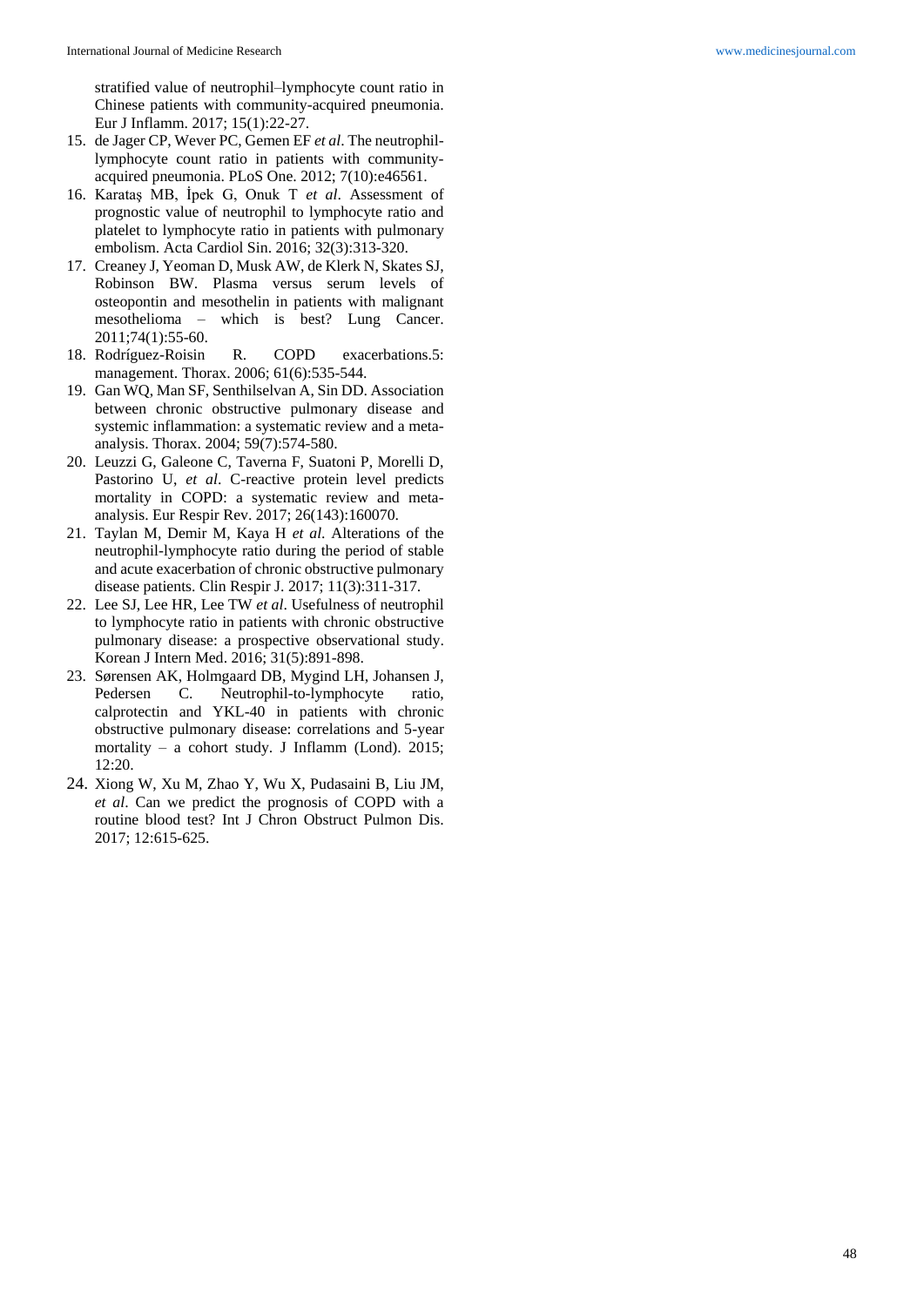stratified value of neutrophil–lymphocyte count ratio in Chinese patients with community-acquired pneumonia. Eur J Inflamm. 2017; 15(1):22-27.

15. de Jager CP, Wever PC, Gemen EF *et al*. The neutrophil-lymphocyte count ratio in patients with community-acquired pneumonia. PLoS One. 2012; 7(10):e46561.
16. Karataş MB, İpek G, Onuk T *et al*. Assessment of prognostic value of neutrophil to lymphocyte ratio and platelet to lymphocyte ratio in patients with pulmonary embolism. Acta Cardiol Sin. 2016; 32(3):313-320.
17. Creaney J, Yeoman D, Musk AW, de Klerk N, Skates SJ, Robinson BW. Plasma versus serum levels of osteopontin and mesothelin in patients with malignant mesothelioma – which is best? Lung Cancer. 2011;74(1):55-60.
18. Rodríguez-Roisin R. COPD exacerbations.5: management. Thorax. 2006; 61(6):535-544.
19. Gan WQ, Man SF, Senthilselvan A, Sin DD. Association between chronic obstructive pulmonary disease and systemic inflammation: a systematic review and a meta-analysis. Thorax. 2004; 59(7):574-580.
20. Leuzzi G, Galeone C, Taverna F, Suatoni P, Morelli D, Pastorino U, *et al*. C-reactive protein level predicts mortality in COPD: a systematic review and meta-analysis. Eur Respir Rev. 2017; 26(143):160070.
21. Taylan M, Demir M, Kaya H *et al*. Alterations of the neutrophil-lymphocyte ratio during the period of stable and acute exacerbation of chronic obstructive pulmonary disease patients. Clin Respir J. 2017; 11(3):311-317.
22. Lee SJ, Lee HR, Lee TW *et al*. Usefulness of neutrophil to lymphocyte ratio in patients with chronic obstructive pulmonary disease: a prospective observational study. Korean J Intern Med. 2016; 31(5):891-898.
23. Sørensen AK, Holmgaard DB, Mygind LH, Johansen J, Pedersen C. Neutrophil-to-lymphocyte ratio, calprotectin and YKL-40 in patients with chronic obstructive pulmonary disease: correlations and 5-year mortality – a cohort study. J Inflamm (Lond). 2015; 12:20.
24. Xiong W, Xu M, Zhao Y, Wu X, Pudasaini B, Liu JM, *et al*. Can we predict the prognosis of COPD with a routine blood test? Int J Chron Obstruct Pulmon Dis. 2017; 12:615-625.